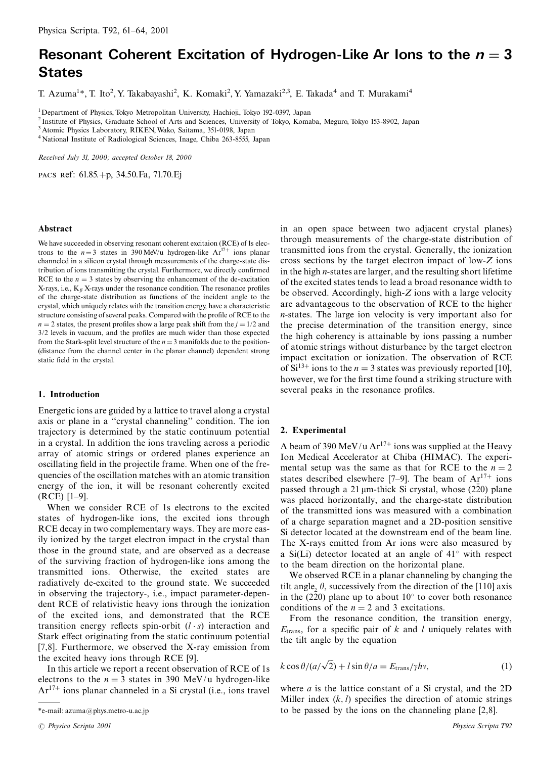# Resonant Coherent Excitation of Hydrogen-Like Ar Ions to the $n = 3$ States

T. Azuma[1]*, T. Ito[2], Y. Takabayashi[2], K. Komaki[2], Y. Yamazaki[2,3], E. Takada[4] and T. Murakami[4]

[1] Department of Physics, Tokyo Metropolitan University, Hachioji, Tokyo 192-0397, Japan
[2] Institute of Physics, Graduate School of Arts and Sciences, University of Tokyo, Komaba, Meguro, Tokyo 153-8902, Japan
[3] Atomic Physics Laboratory, RIKEN, Wako, Saitama, 351-0198, Japan
[4] National Institute of Radiological Sciences, Inage, Chiba 263-8555, Japan

*Received July 31, 2000; accepted October 18, 2000*

PACS Ref: 61.85.+p, 34.50.Fa, 71.70.Ej

### Abstract

We have succeeded in observing resonant coherent excitaion (RCE) of 1s electrons to the $n = 3$ states in 390 MeV/u hydrogen-like $Ar^{17+}$ ions planar channeled in a silicon crystal through measurements of the charge-state distribution of ions transmitting the crystal. Furthermore, we directly confirmed RCE to the $n = 3$ states by observing the enhancement of the de-excitation X-rays, i.e., $K_\beta$ X-rays under the resonance condition. The resonance profiles of the charge-state distribution as functions of the incident angle to the crystal, which uniquely relates with the transition energy, have a characteristic structure consisting of several peaks. Compared with the profile of RCE to the $n = 2$ states, the present profiles show a large peak shift from the $j = 1/2$ and 3/2 levels in vacuum, and the profiles are much wider than those expected from the Stark-split level structure of the $n = 3$ manifolds due to the position-(distance from the channel center in the planar channel) dependent strong static field in the crystal.

## 1. Introduction

Energetic ions are guided by a lattice to travel along a crystal axis or plane in a "crystal channeling" condition. The ion trajectory is determined by the static continuum potential in a crystal. In addition the ions traveling across a periodic array of atomic strings or ordered planes experience an oscillating field in the projectile frame. When one of the frequencies of the oscillation matches with an atomic transition energy of the ion, it will be resonant coherently excited (RCE) [1–9].

When we consider RCE of 1s electrons to the excited states of hydrogen-like ions, the excited ions through RCE decay in two complementary ways. They are more easily ionized by the target electron impact in the crystal than those in the ground state, and are observed as a decrease of the surviving fraction of hydrogen-like ions among the transmitted ions. Otherwise, the excited states are radiatively de-excited to the ground state. We succeeded in observing the trajectory-, i.e., impact parameter-dependent RCE of relativistic heavy ions through the ionization of the excited ions, and demonstrated that the RCE transition energy reflects spin-orbit $(l \cdot s)$ interaction and Stark effect originating from the static continuum potential [7,8]. Furthermore, we observed the X-ray emission from the excited heavy ions through RCE [9].

In this article we report a recent observation of RCE of 1s electrons to the $n = 3$ states in 390 MeV/u hydrogen-like $Ar^{17+}$ ions planar channeled in a Si crystal (i.e., ions travel in an open space between two adjacent crystal planes) through measurements of the charge-state distribution of transmitted ions from the crystal. Generally, the ionization cross sections by the target electron impact of low-$Z$ ions in the high $n$-states are larger, and the resulting short lifetime of the excited states tends to lead a broad resonance width to be observed. Accordingly, high-$Z$ ions with a large velocity are advantageous to the observation of RCE to the higher $n$-states. The large ion velocity is very important also for the precise determination of the transition energy, since the high coherency is attainable by ions passing a number of atomic strings without disturbance by the target electron impact excitation or ionization. The observation of RCE of $Si^{13+}$ ions to the $n = 3$ states was previously reported [10], however, we for the first time found a striking structure with several peaks in the resonance profiles.

## 2. Experimental

A beam of 390 MeV/u $Ar^{17+}$ ions was supplied at the Heavy Ion Medical Accelerator at Chiba (HIMAC). The experimental setup was the same as that for RCE to the $n = 2$ states described elsewhere [7–9]. The beam of $Ar^{17+}$ ions passed through a 21 μm-thick Si crystal, whose $(2\bar{2}0)$ plane was placed horizontally, and the charge-state distribution of the transmitted ions was measured with a combination of a charge separation magnet and a 2D-position sensitive Si detector located at the downstream end of the beam line. The X-rays emitted from Ar ions were also measured by a Si(Li) detector located at an angle of 41° with respect to the beam direction on the horizontal plane.

We observed RCE in a planar channeling by changing the tilt angle, $\theta$, successively from the direction of the [110] axis in the $(2\bar{2}0)$ plane up to about 10° to cover both resonance conditions of the $n = 2$ and 3 excitations.

From the resonance condition, the transition energy, $E_{\text{trans}}$, for a specific pair of $k$ and $l$ uniquely relates with the tilt angle by the equation

$$k \cos\theta/(a/\sqrt{2}) + l \sin\theta/a = E_{\text{trans}}/\gamma hv, \tag{1}$$

where $a$ is the lattice constant of a Si crystal, and the 2D Miller index $(k, l)$ specifies the direction of atomic strings to be passed by the ions on the channeling plane [2,8].

*e-mail: azuma@phys.metro-u.ac.jp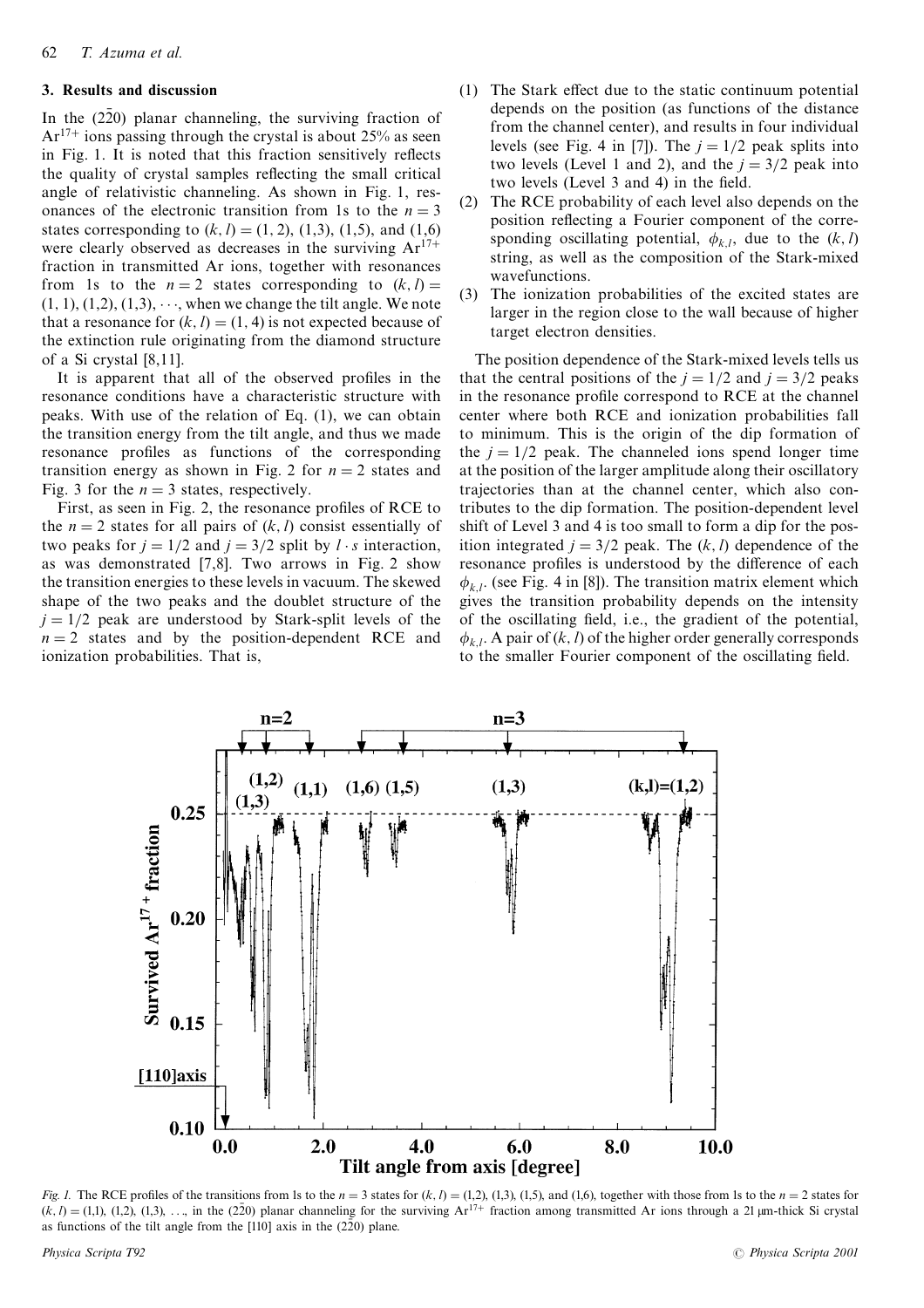## 3. Results and discussion

In the $(2\bar{2}0)$ planar channeling, the surviving fraction of $Ar^{17+}$ ions passing through the crystal is about 25% as seen in Fig. 1. It is noted that this fraction sensitively reflects the quality of crystal samples reflecting the small critical angle of relativistic channeling. As shown in Fig. 1, resonances of the electronic transition from 1s to the $n = 3$ states corresponding to $(k, l) = (1, 2)$, (1,3), (1,5), and (1,6) were clearly observed as decreases in the surviving $Ar^{17+}$ fraction in transmitted Ar ions, together with resonances from 1s to the $n = 2$ states corresponding to $(k, l) = (1, 1), (1,2), (1,3), \cdots$, when we change the tilt angle. We note that a resonance for $(k, l) = (1, 4)$ is not expected because of the extinction rule originating from the diamond structure of a Si crystal [8,11].

It is apparent that all of the observed profiles in the resonance conditions have a characteristic structure with peaks. With use of the relation of Eq. (1), we can obtain the transition energy from the tilt angle, and thus we made resonance profiles as functions of the corresponding transition energy as shown in Fig. 2 for $n = 2$ states and Fig. 3 for the $n = 3$ states, respectively.

First, as seen in Fig. 2, the resonance profiles of RCE to the $n = 2$ states for all pairs of $(k, l)$ consist essentially of two peaks for $j = 1/2$ and $j = 3/2$ split by $l \cdot s$ interaction, as was demonstrated [7,8]. Two arrows in Fig. 2 show the transition energies to these levels in vacuum. The skewed shape of the two peaks and the doublet structure of the $j = 1/2$ peak are understood by Stark-split levels of the $n = 2$ states and by the position-dependent RCE and ionization probabilities. That is,

1. The Stark effect due to the static continuum potential depends on the position (as functions of the distance from the channel center), and results in four individual levels (see Fig. 4 in [7]). The $j = 1/2$ peak splits into two levels (Level 1 and 2), and the $j = 3/2$ peak into two levels (Level 3 and 4) in the field.
2. The RCE probability of each level also depends on the position reflecting a Fourier component of the corresponding oscillating potential, $\phi_{k,l}$, due to the $(k, l)$ string, as well as the composition of the Stark-mixed wavefunctions.
3. The ionization probabilities of the excited states are larger in the region close to the wall because of higher target electron densities.

The position dependence of the Stark-mixed levels tells us that the central positions of the $j = 1/2$ and $j = 3/2$ peaks in the resonance profile correspond to RCE at the channel center where both RCE and ionization probabilities fall to minimum. This is the origin of the dip formation of the $j = 1/2$ peak. The channeled ions spend longer time at the position of the larger amplitude along their oscillatory trajectories than at the channel center, which also contributes to the dip formation. The position-dependent level shift of Level 3 and 4 is too small to form a dip for the position integrated $j = 3/2$ peak. The $(k, l)$ dependence of the resonance profiles is understood by the difference of each $\phi_{k,l}$. (see Fig. 4 in [8]). The transition matrix element which gives the transition probability depends on the intensity of the oscillating field, i.e., the gradient of the potential, $\phi_{k,l}$. A pair of $(k, l)$ of the higher order generally corresponds to the smaller Fourier component of the oscillating field.

*Fig. 1.* The RCE profiles of the transitions from 1s to the $n = 3$ states for $(k, l) = (1,2)$, (1,3), (1,5), and (1,6), together with those from 1s to the $n = 2$ states for $(k, l) = (1,1)$, (1,2), (1,3), …, in the $(2\bar{2}0)$ planar channeling for the surviving $Ar^{17+}$ fraction among transmitted Ar ions through a 21 μm-thick Si crystal as functions of the tilt angle from the [110] axis in the $(2\bar{2}0)$ plane.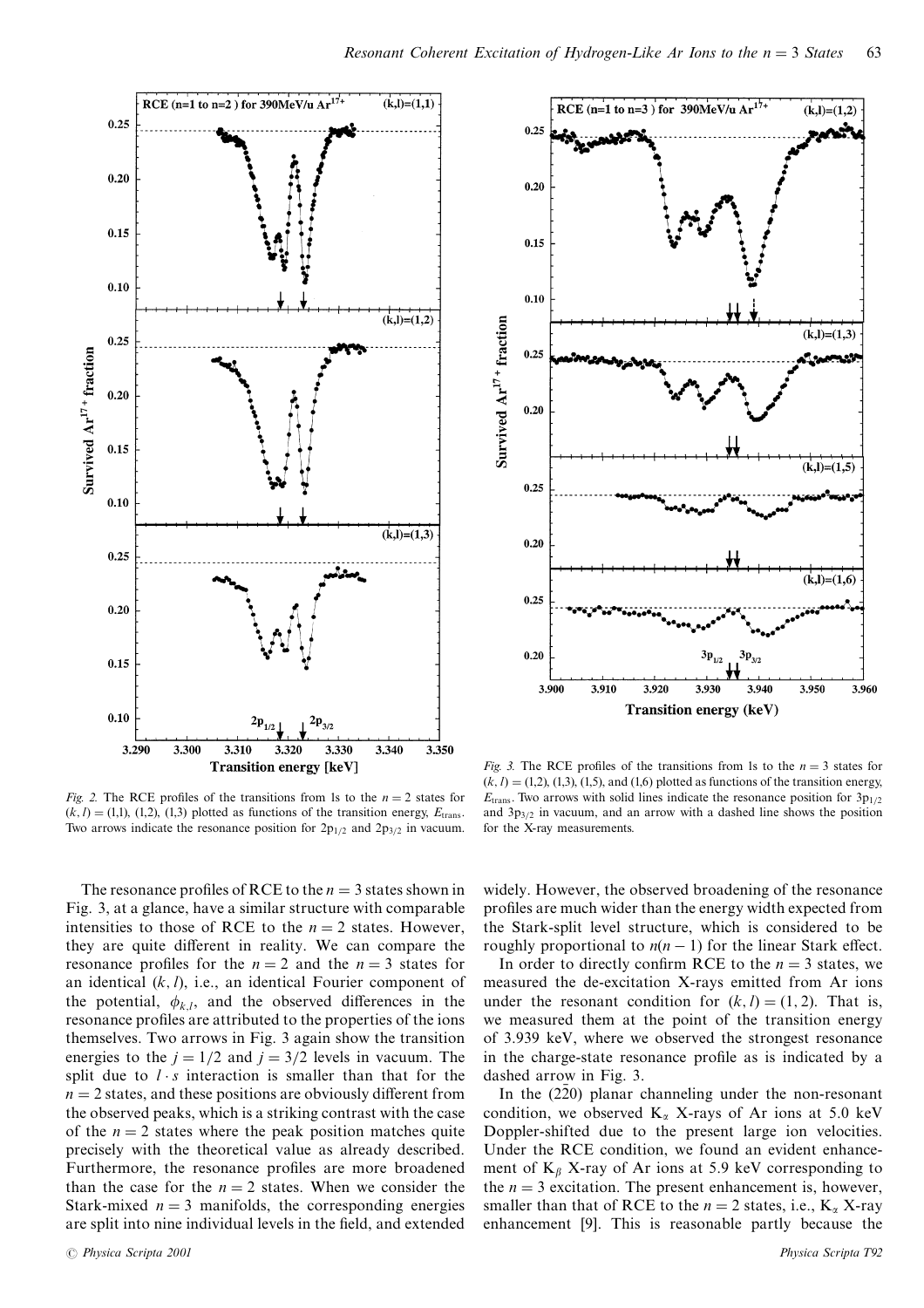*Fig. 2.* The RCE profiles of the transitions from 1s to the $n = 2$ states for $(k, l) = (1,1)$, $(1,2)$, $(1,3)$ plotted as functions of the transition energy, $E_{\text{trans}}$. Two arrows indicate the resonance position for $2p_{1/2}$ and $2p_{3/2}$ in vacuum.

*Fig. 3.* The RCE profiles of the transitions from 1s to the $n = 3$ states for $(k, l) = (1,2)$, $(1,3)$, $(1,5)$, and $(1,6)$ plotted as functions of the transition energy, $E_{\text{trans}}$. Two arrows with solid lines indicate the resonance position for $3p_{1/2}$ and $3p_{3/2}$ in vacuum, and an arrow with a dashed line shows the position for the X-ray measurements.

The resonance profiles of RCE to the $n = 3$ states shown in Fig. 3, at a glance, have a similar structure with comparable intensities to those of RCE to the $n = 2$ states. However, they are quite different in reality. We can compare the resonance profiles for the $n = 2$ and the $n = 3$ states for an identical $(k, l)$, i.e., an identical Fourier component of the potential, $\phi_{k,l}$, and the observed differences in the resonance profiles are attributed to the properties of the ions themselves. Two arrows in Fig. 3 again show the transition energies to the $j = 1/2$ and $j = 3/2$ levels in vacuum. The split due to $l \cdot s$ interaction is smaller than that for the $n = 2$ states, and these positions are obviously different from the observed peaks, which is a striking contrast with the case of the $n = 2$ states where the peak position matches quite precisely with the theoretical value as already described. Furthermore, the resonance profiles are more broadened than the case for the $n = 2$ states. When we consider the Stark-mixed $n = 3$ manifolds, the corresponding energies are split into nine individual levels in the field, and extended widely. However, the observed broadening of the resonance profiles are much wider than the energy width expected from the Stark-split level structure, which is considered to be roughly proportional to $n(n - 1)$ for the linear Stark effect.

In order to directly confirm RCE to the $n = 3$ states, we measured the de-excitation X-rays emitted from Ar ions under the resonant condition for $(k, l) = (1, 2)$. That is, we measured them at the point of the transition energy of 3.939 keV, where we observed the strongest resonance in the charge-state resonance profile as is indicated by a dashed arrow in Fig. 3.

In the $(2\bar{2}0)$ planar channeling under the non-resonant condition, we observed $K_\alpha$ X-rays of Ar ions at 5.0 keV Doppler-shifted due to the present large ion velocities. Under the RCE condition, we found an evident enhancement of $K_\beta$ X-ray of Ar ions at 5.9 keV corresponding to the $n = 3$ excitation. The present enhancement is, however, smaller than that of RCE to the $n = 2$ states, i.e., $K_\alpha$ X-ray enhancement [9]. This is reasonable partly because the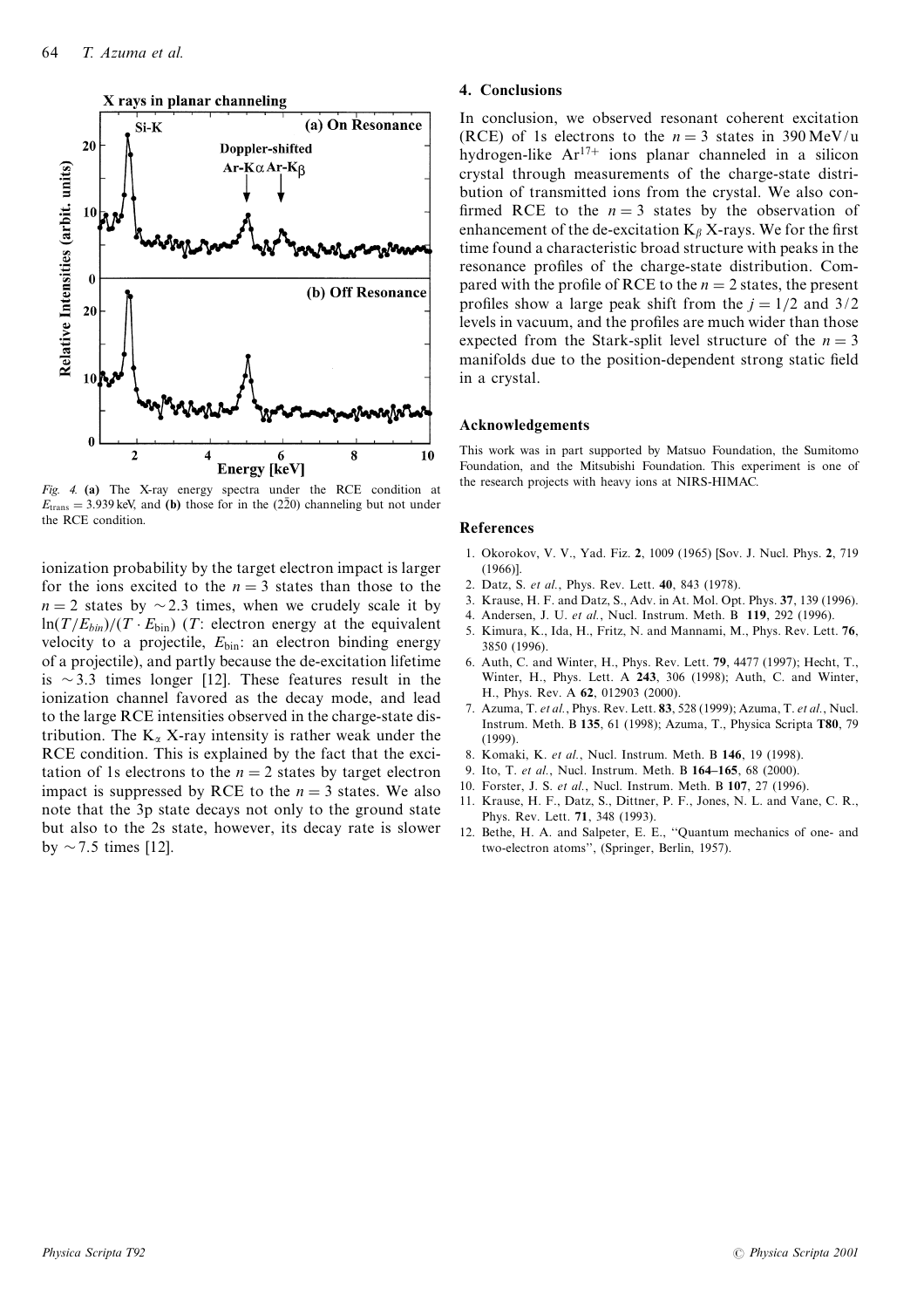X rays in planar channeling

(a) On Resonance

Si-K

Doppler-shifted

Ar-Kα Ar-Kβ

(b) Off Resonance

Relative Intensities (arbit. units)

20

10

0

20

10

0

2 4 6 8 10

Energy [keV]

*Fig. 4.* **(a)** The X-ray energy spectra under the RCE condition at $E_{\rm trans} = 3.939$ keV, and **(b)** those for in the ($2\bar{2}0$) channeling but not under the RCE condition.

ionization probability by the target electron impact is larger for the ions excited to the $n = 3$ states than those to the $n = 2$ states by $\sim 2.3$ times, when we crudely scale it by $\ln(T/E_{bin})/(T \cdot E_{\rm bin})$ ($T$: electron energy at the equivalent velocity to a projectile, $E_{\rm bin}$: an electron binding energy of a projectile), and partly because the de-excitation lifetime is $\sim 3.3$ times longer [12]. These features result in the ionization channel favored as the decay mode, and lead to the large RCE intensities observed in the charge-state distribution. The $K_\alpha$ X-ray intensity is rather weak under the RCE condition. This is explained by the fact that the excitation of 1s electrons to the $n = 2$ states by target electron impact is suppressed by RCE to the $n = 3$ states. We also note that the 3p state decays not only to the ground state but also to the 2s state, however, its decay rate is slower by $\sim 7.5$ times [12].

## 4. Conclusions

In conclusion, we observed resonant coherent excitation (RCE) of 1s electrons to the $n = 3$ states in 390 MeV/u hydrogen-like $Ar^{17+}$ ions planar channeled in a silicon crystal through measurements of the charge-state distribution of transmitted ions from the crystal. We also confirmed RCE to the $n = 3$ states by the observation of enhancement of the de-excitation $K_\beta$ X-rays. We for the first time found a characteristic broad structure with peaks in the resonance profiles of the charge-state distribution. Compared with the profile of RCE to the $n = 2$ states, the present profiles show a large peak shift from the $j = 1/2$ and $3/2$ levels in vacuum, and the profiles are much wider than those expected from the Stark-split level structure of the $n = 3$ manifolds due to the position-dependent strong static field in a crystal.

## Acknowledgements

This work was in part supported by Matsuo Foundation, the Sumitomo Foundation, and the Mitsubishi Foundation. This experiment is one of the research projects with heavy ions at NIRS-HIMAC.

## References

1. Okorokov, V. V., Yad. Fiz. **2**, 1009 (1965) [Sov. J. Nucl. Phys. **2**, 719 (1966)].
2. Datz, S. *et al.*, Phys. Rev. Lett. **40**, 843 (1978).
3. Krause, H. F. and Datz, S., Adv. in At. Mol. Opt. Phys. **37**, 139 (1996).
4. Andersen, J. U. *et al.*, Nucl. Instrum. Meth. B **119**, 292 (1996).
5. Kimura, K., Ida, H., Fritz, N. and Mannami, M., Phys. Rev. Lett. **76**, 3850 (1996).
6. Auth, C. and Winter, H., Phys. Rev. Lett. **79**, 4477 (1997); Hecht, T., Winter, H., Phys. Lett. A **243**, 306 (1998); Auth, C. and Winter, H., Phys. Rev. A **62**, 012903 (2000).
7. Azuma, T. *et al.*, Phys. Rev. Lett. **83**, 528 (1999); Azuma, T. *et al.*, Nucl. Instrum. Meth. B **135**, 61 (1998); Azuma, T., Physica Scripta **T80**, 79 (1999).
8. Komaki, K. *et al.*, Nucl. Instrum. Meth. B **146**, 19 (1998).
9. Ito, T. *et al.*, Nucl. Instrum. Meth. B **164–165**, 68 (2000).
10. Forster, J. S. *et al.*, Nucl. Instrum. Meth. B **107**, 27 (1996).
11. Krause, H. F., Datz, S., Dittner, P. F., Jones, N. L. and Vane, C. R., Phys. Rev. Lett. **71**, 348 (1993).
12. Bethe, H. A. and Salpeter, E. E., ''Quantum mechanics of one- and two-electron atoms'', (Springer, Berlin, 1957).